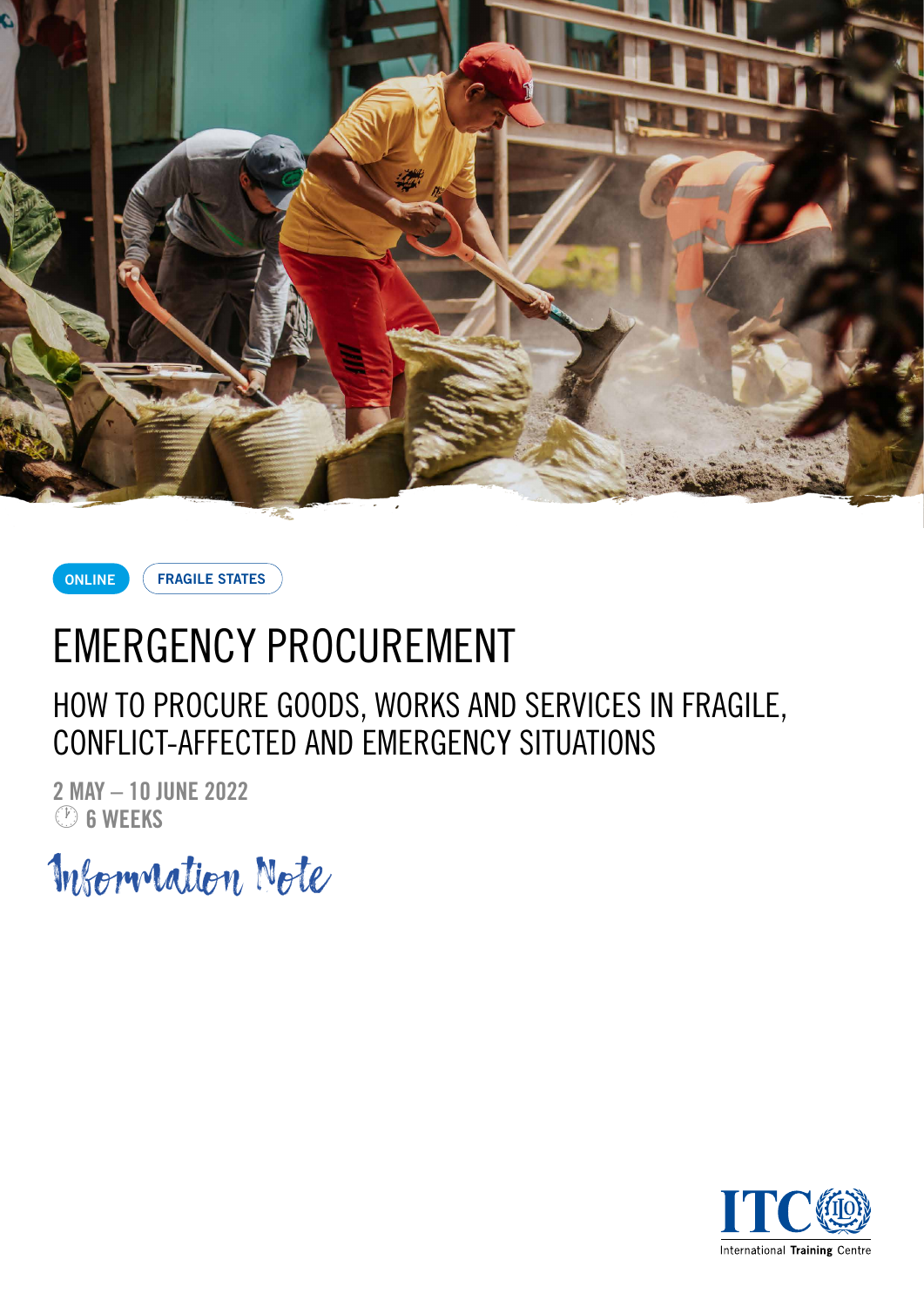ONLINE FRAGILE STATES

# EMERGENCY PROCUREMENT

## HOW TO PROCURE GOODS, WORKS AND SERVICES IN FRAGILE, CONFLICT-AFFECTED AND EMERGENCY SITUATIONS

**2 MAY – 10 JUNE 2022**
**6 WEEKS**

Information Note

ITC ILO
International Training Centre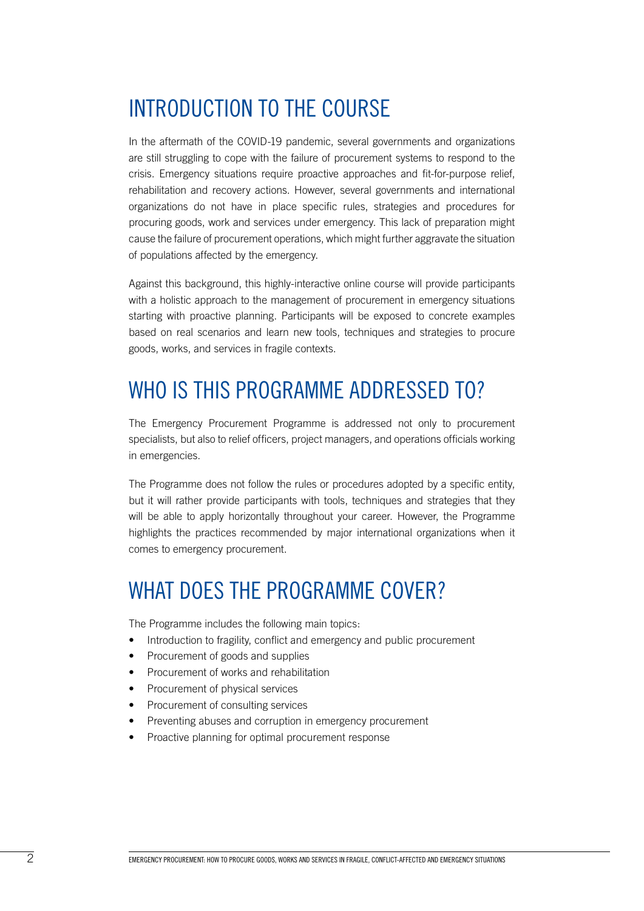## INTRODUCTION TO THE COURSE

In the aftermath of the COVID-19 pandemic, several governments and organizations are still struggling to cope with the failure of procurement systems to respond to the crisis. Emergency situations require proactive approaches and fit-for-purpose relief, rehabilitation and recovery actions. However, several governments and international organizations do not have in place specific rules, strategies and procedures for procuring goods, work and services under emergency. This lack of preparation might cause the failure of procurement operations, which might further aggravate the situation of populations affected by the emergency.

Against this background, this highly-interactive online course will provide participants with a holistic approach to the management of procurement in emergency situations starting with proactive planning. Participants will be exposed to concrete examples based on real scenarios and learn new tools, techniques and strategies to procure goods, works, and services in fragile contexts.

## WHO IS THIS PROGRAMME ADDRESSED TO?

The Emergency Procurement Programme is addressed not only to procurement specialists, but also to relief officers, project managers, and operations officials working in emergencies.

The Programme does not follow the rules or procedures adopted by a specific entity, but it will rather provide participants with tools, techniques and strategies that they will be able to apply horizontally throughout your career. However, the Programme highlights the practices recommended by major international organizations when it comes to emergency procurement.

## WHAT DOES THE PROGRAMME COVER?

The Programme includes the following main topics:

- Introduction to fragility, conflict and emergency and public procurement
- Procurement of goods and supplies
- Procurement of works and rehabilitation
- Procurement of physical services
- Procurement of consulting services
- Preventing abuses and corruption in emergency procurement
- Proactive planning for optimal procurement response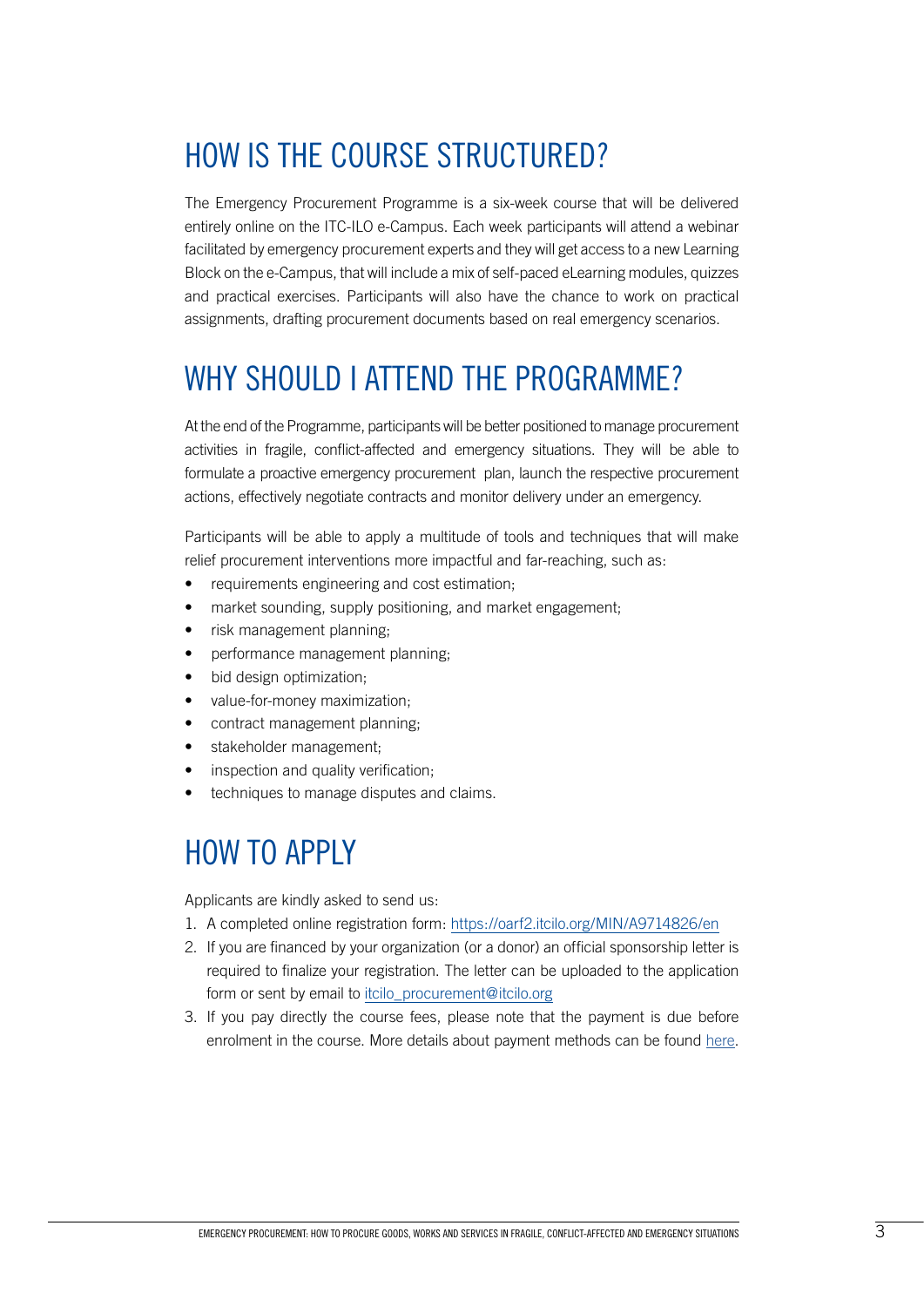# HOW IS THE COURSE STRUCTURED?

The Emergency Procurement Programme is a six-week course that will be delivered entirely online on the ITC-ILO e-Campus. Each week participants will attend a webinar facilitated by emergency procurement experts and they will get access to a new Learning Block on the e-Campus, that will include a mix of self-paced eLearning modules, quizzes and practical exercises. Participants will also have the chance to work on practical assignments, drafting procurement documents based on real emergency scenarios.

# WHY SHOULD I ATTEND THE PROGRAMME?

At the end of the Programme, participants will be better positioned to manage procurement activities in fragile, conflict-affected and emergency situations. They will be able to formulate a proactive emergency procurement plan, launch the respective procurement actions, effectively negotiate contracts and monitor delivery under an emergency.

Participants will be able to apply a multitude of tools and techniques that will make relief procurement interventions more impactful and far-reaching, such as:

- requirements engineering and cost estimation;
- market sounding, supply positioning, and market engagement;
- risk management planning;
- performance management planning;
- bid design optimization;
- value-for-money maximization;
- contract management planning;
- stakeholder management;
- inspection and quality verification;
- techniques to manage disputes and claims.

# HOW TO APPLY

Applicants are kindly asked to send us:

1. A completed online registration form: https://oarf2.itcilo.org/MIN/A9714826/en
2. If you are financed by your organization (or a donor) an official sponsorship letter is required to finalize your registration. The letter can be uploaded to the application form or sent by email to itcilo_procurement@itcilo.org
3. If you pay directly the course fees, please note that the payment is due before enrolment in the course. More details about payment methods can be found here.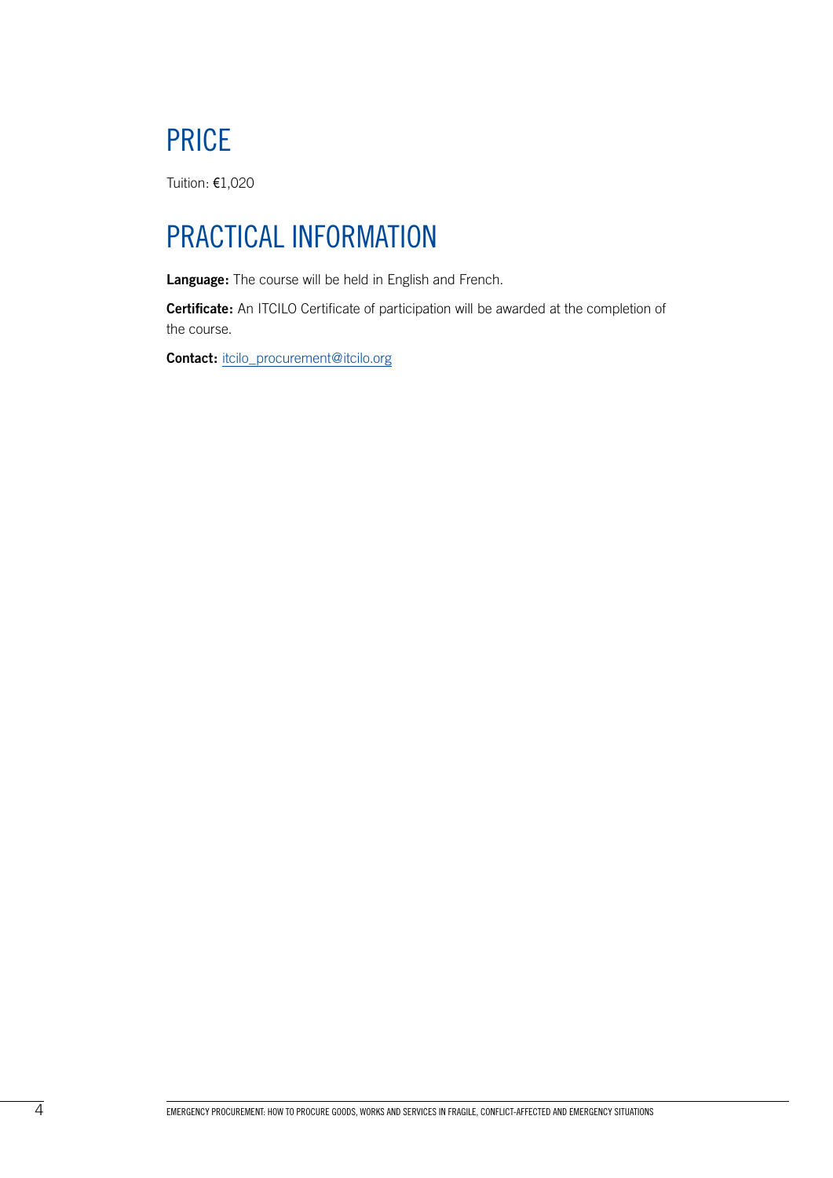# PRICE

Tuition: €1,020

# PRACTICAL INFORMATION

**Language:** The course will be held in English and French.

**Certificate:** An ITCILO Certificate of participation will be awarded at the completion of the course.

**Contact:** itcilo_procurement@itcilo.org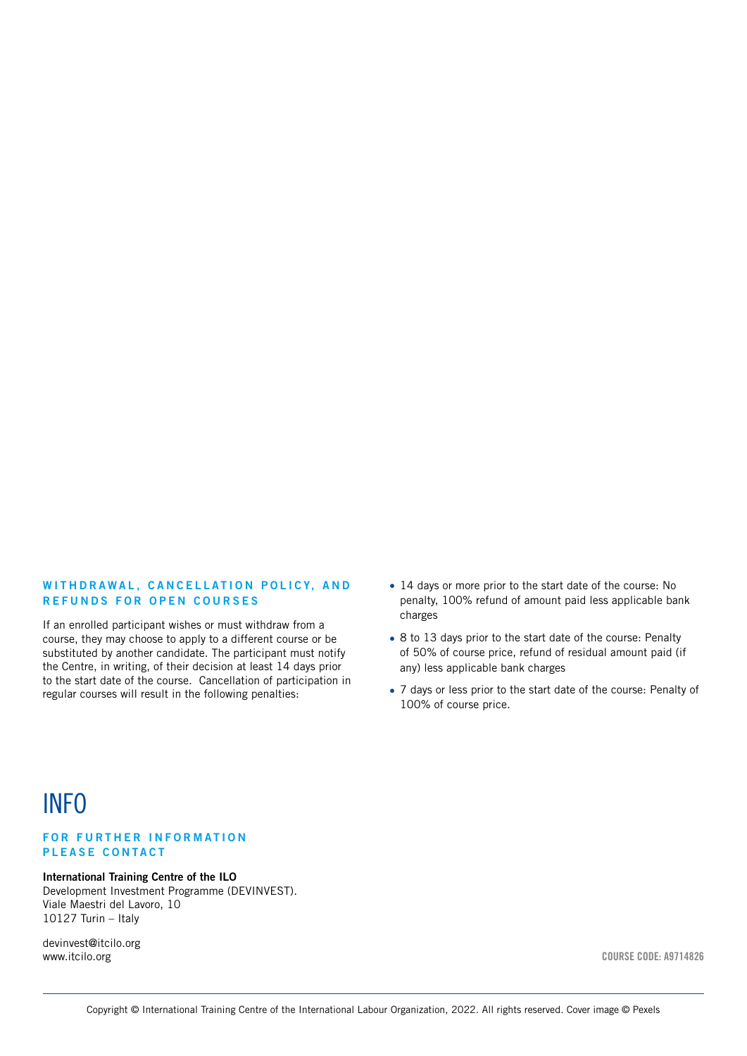### WITHDRAWAL, CANCELLATION POLICY, AND REFUNDS FOR OPEN COURSES

If an enrolled participant wishes or must withdraw from a course, they may choose to apply to a different course or be substituted by another candidate. The participant must notify the Centre, in writing, of their decision at least 14 days prior to the start date of the course. Cancellation of participation in regular courses will result in the following penalties:

- 14 days or more prior to the start date of the course: No penalty, 100% refund of amount paid less applicable bank charges
- 8 to 13 days prior to the start date of the course: Penalty of 50% of course price, refund of residual amount paid (if any) less applicable bank charges
- 7 days or less prior to the start date of the course: Penalty of 100% of course price.

# INFO

### FOR FURTHER INFORMATION PLEASE CONTACT

**International Training Centre of the ILO**
Development Investment Programme (DEVINVEST).
Viale Maestri del Lavoro, 10
10127 Turin – Italy

devinvest@itcilo.org
www.itcilo.org

**COURSE CODE: A9714826**

Copyright © International Training Centre of the International Labour Organization, 2022. All rights reserved. Cover image © Pexels